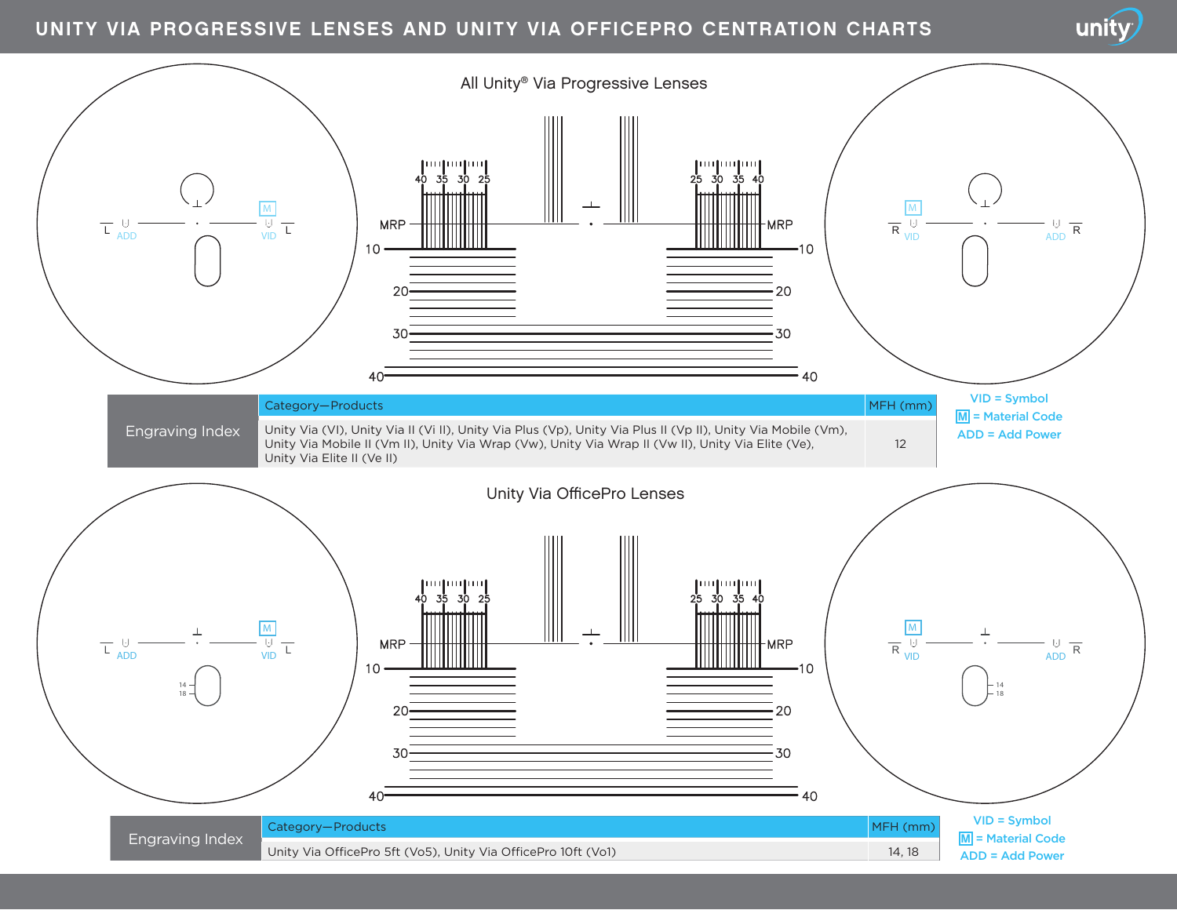# UNITY VIA PROGRESSIVE LENSES AND UNITY VIA OFFICEPRO CENTRATION CHARTS

## All Unity® Via Progressive Lenses

| Engraving Index | Category—Products | MFH (mm) |
| --- | --- | --- |
| | Unity Via (VI), Unity Via II (Vi II), Unity Via Plus (Vp), Unity Via Plus II (Vp II), Unity Via Mobile (Vm), Unity Via Mobile II (Vm II), Unity Via Wrap (Vw), Unity Via Wrap II (Vw II), Unity Via Elite (Ve), Unity Via Elite II (Ve II) | 12 |

VID = Symbol
M = Material Code
ADD = Add Power

## Unity Via OfficePro Lenses

| Engraving Index | Category—Products | MFH (mm) |
| --- | --- | --- |
| | Unity Via OfficePro 5ft (Vo5), Unity Via OfficePro 10ft (Vo1) | 14, 18 |

VID = Symbol
M = Material Code
ADD = Add Power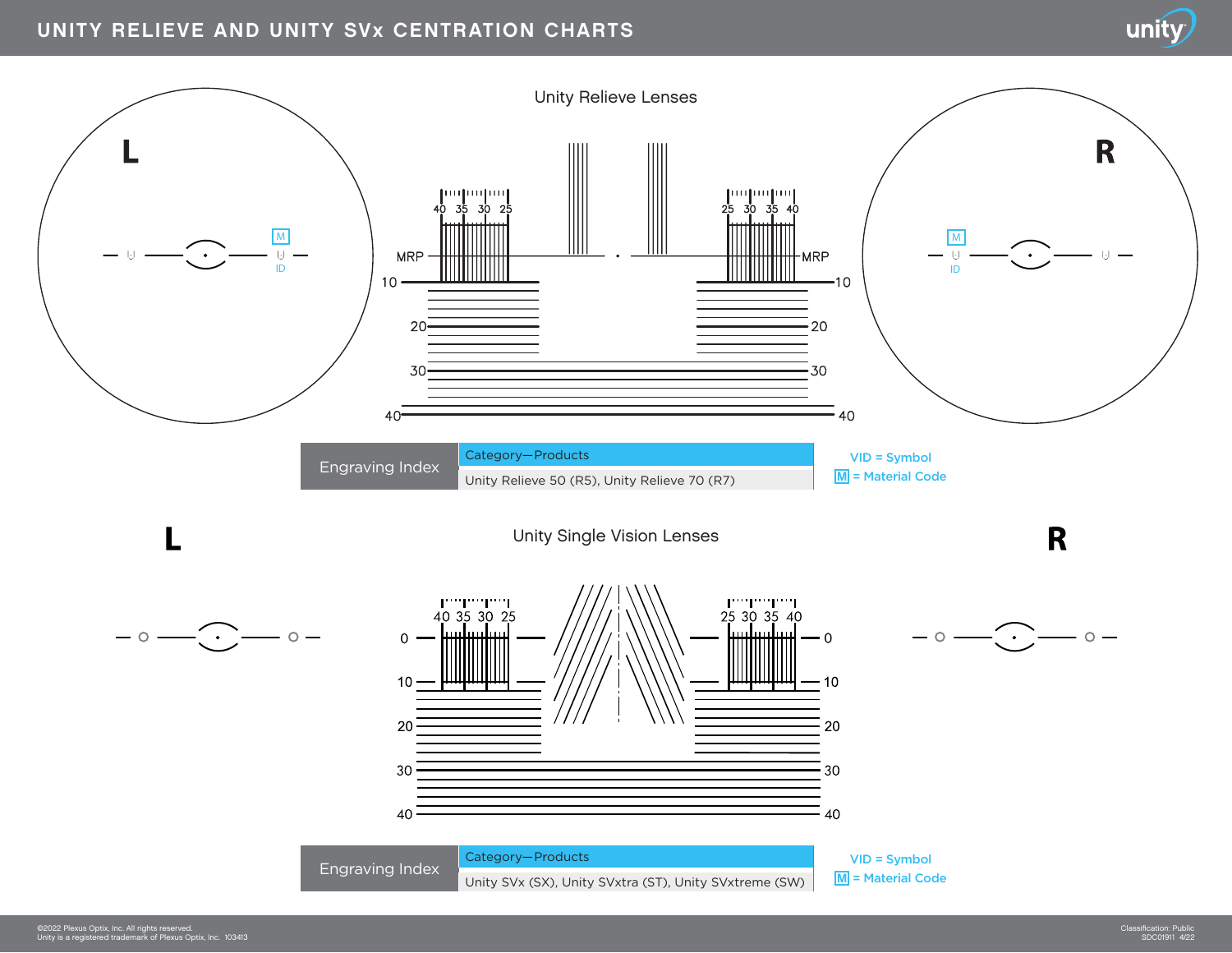# UNITY RELIEVE AND UNITY SVx CENTRATION CHARTS

## Unity Relieve Lenses

L

R

M

ID

40 35 30 25

25 30 35 40

MRP

MRP

10

20

30

40

| Engraving Index | Category—Products |
|---|---|
| | Unity Relieve 50 (R5), Unity Relieve 70 (R7) |

VID = Symbol

M = Material Code

## Unity Single Vision Lenses

L

R

40 35 30 25

25 30 35 40

0

10

20

30

40

| Engraving Index | Category—Products |
|---|---|
| | Unity SVx (SX), Unity SVxtra (ST), Unity SVxtreme (SW) |

VID = Symbol

M = Material Code

©2022 Plexus Optix, Inc. All rights reserved.
Unity is a registered trademark of Plexus Optix, Inc. 103413

Classification: Public
SDC01911 4/22